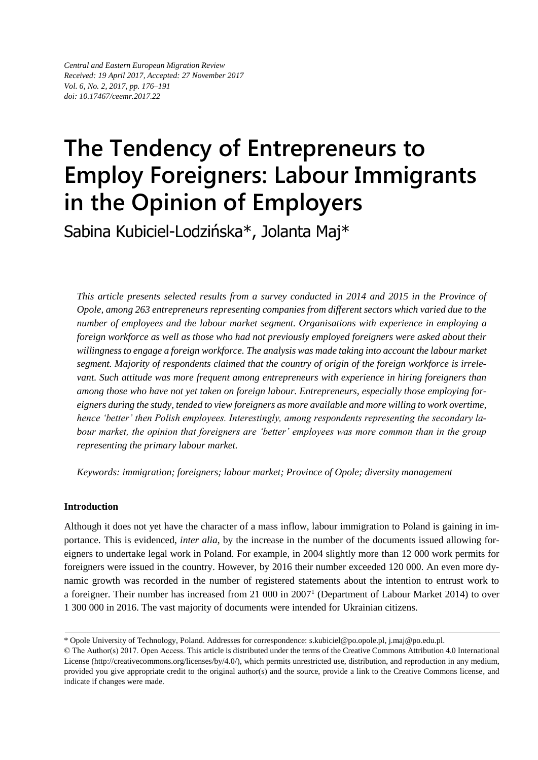*Central and Eastern European Migration Review*
*Received: 19 April 2017, Accepted: 27 November 2017*
*Vol. 6, No. 2, 2017, pp. 176–191*
*doi: 10.17467/ceemr.2017.22*

# The Tendency of Entrepreneurs to Employ Foreigners: Labour Immigrants in the Opinion of Employers

Sabina Kubiciel-Lodzińska*, Jolanta Maj*

*This article presents selected results from a survey conducted in 2014 and 2015 in the Province of Opole, among 263 entrepreneurs representing companies from different sectors which varied due to the number of employees and the labour market segment. Organisations with experience in employing a foreign workforce as well as those who had not previously employed foreigners were asked about their willingness to engage a foreign workforce. The analysis was made taking into account the labour market segment. Majority of respondents claimed that the country of origin of the foreign workforce is irrelevant. Such attitude was more frequent among entrepreneurs with experience in hiring foreigners than among those who have not yet taken on foreign labour. Entrepreneurs, especially those employing foreigners during the study, tended to view foreigners as more available and more willing to work overtime, hence 'better' then Polish employees. Interestingly, among respondents representing the secondary labour market, the opinion that foreigners are 'better' employees was more common than in the group representing the primary labour market.*

*Keywords: immigration; foreigners; labour market; Province of Opole; diversity management*

**Introduction**

Although it does not yet have the character of a mass inflow, labour immigration to Poland is gaining in importance. This is evidenced, *inter alia*, by the increase in the number of the documents issued allowing foreigners to undertake legal work in Poland. For example, in 2004 slightly more than 12 000 work permits for foreigners were issued in the country. However, by 2016 their number exceeded 120 000. An even more dynamic growth was recorded in the number of registered statements about the intention to entrust work to a foreigner. Their number has increased from 21 000 in 2007[1] (Department of Labour Market 2014) to over 1 300 000 in 2016. The vast majority of documents were intended for Ukrainian citizens.

---

\* Opole University of Technology, Poland. Addresses for correspondence: s.kubiciel@po.opole.pl, j.maj@po.edu.pl.

© The Author(s) 2017. Open Access. This article is distributed under the terms of the Creative Commons Attribution 4.0 International License (http://creativecommons.org/licenses/by/4.0/), which permits unrestricted use, distribution, and reproduction in any medium, provided you give appropriate credit to the original author(s) and the source, provide a link to the Creative Commons license, and indicate if changes were made.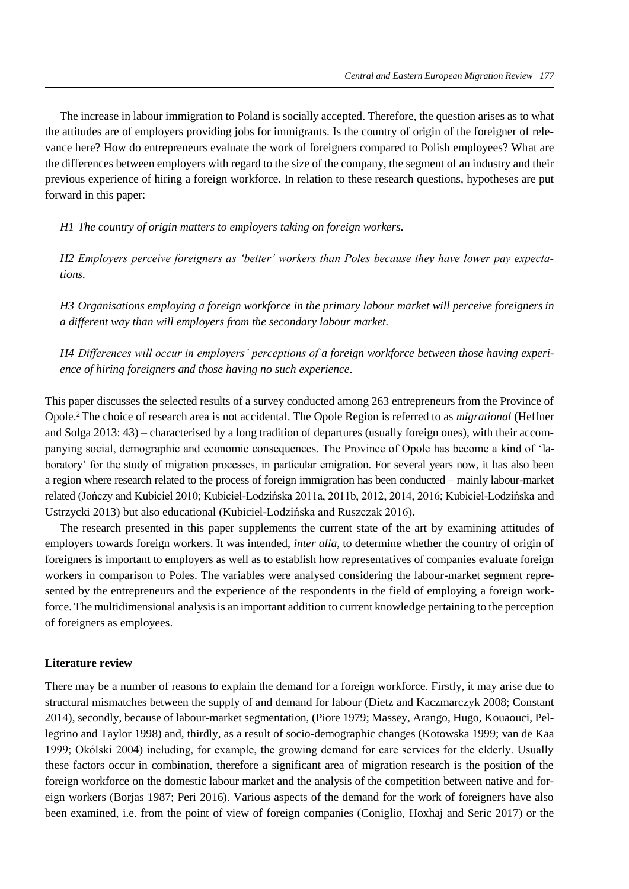The increase in labour immigration to Poland is socially accepted. Therefore, the question arises as to what the attitudes are of employers providing jobs for immigrants. Is the country of origin of the foreigner of relevance here? How do entrepreneurs evaluate the work of foreigners compared to Polish employees? What are the differences between employers with regard to the size of the company, the segment of an industry and their previous experience of hiring a foreign workforce. In relation to these research questions, hypotheses are put forward in this paper:

*H1 The country of origin matters to employers taking on foreign workers.*

*H2 Employers perceive foreigners as 'better' workers than Poles because they have lower pay expectations.*

*H3 Organisations employing a foreign workforce in the primary labour market will perceive foreigners in a different way than will employers from the secondary labour market.*

*H4 Differences will occur in employers' perceptions of a foreign workforce between those having experience of hiring foreigners and those having no such experience.*

This paper discusses the selected results of a survey conducted among 263 entrepreneurs from the Province of Opole.[2] The choice of research area is not accidental. The Opole Region is referred to as *migrational* (Heffner and Solga 2013: 43) – characterised by a long tradition of departures (usually foreign ones), with their accompanying social, demographic and economic consequences. The Province of Opole has become a kind of 'laboratory' for the study of migration processes, in particular emigration. For several years now, it has also been a region where research related to the process of foreign immigration has been conducted – mainly labour-market related (Jończy and Kubiciel 2010; Kubiciel-Lodzińska 2011a, 2011b, 2012, 2014, 2016; Kubiciel-Lodzińska and Ustrzycki 2013) but also educational (Kubiciel-Lodzińska and Ruszczak 2016).

The research presented in this paper supplements the current state of the art by examining attitudes of employers towards foreign workers. It was intended, *inter alia*, to determine whether the country of origin of foreigners is important to employers as well as to establish how representatives of companies evaluate foreign workers in comparison to Poles. The variables were analysed considering the labour-market segment represented by the entrepreneurs and the experience of the respondents in the field of employing a foreign workforce. The multidimensional analysis is an important addition to current knowledge pertaining to the perception of foreigners as employees.

## Literature review

There may be a number of reasons to explain the demand for a foreign workforce. Firstly, it may arise due to structural mismatches between the supply of and demand for labour (Dietz and Kaczmarczyk 2008; Constant 2014), secondly, because of labour-market segmentation, (Piore 1979; Massey, Arango, Hugo, Kouaouci, Pellegrino and Taylor 1998) and, thirdly, as a result of socio-demographic changes (Kotowska 1999; van de Kaa 1999; Okólski 2004) including, for example, the growing demand for care services for the elderly. Usually these factors occur in combination, therefore a significant area of migration research is the position of the foreign workforce on the domestic labour market and the analysis of the competition between native and foreign workers (Borjas 1987; Peri 2016). Various aspects of the demand for the work of foreigners have also been examined, i.e. from the point of view of foreign companies (Coniglio, Hoxhaj and Seric 2017) or the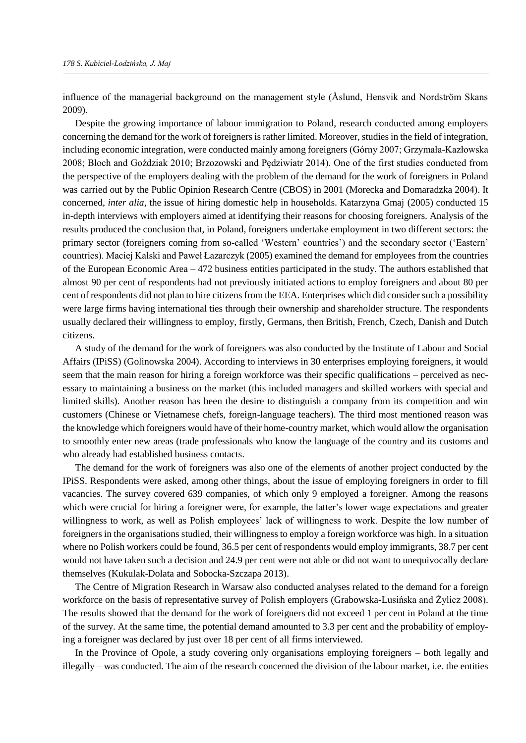influence of the managerial background on the management style (Åslund, Hensvik and Nordström Skans 2009).

Despite the growing importance of labour immigration to Poland, research conducted among employers concerning the demand for the work of foreigners is rather limited. Moreover, studies in the field of integration, including economic integration, were conducted mainly among foreigners (Górny 2007; Grzymała-Kazłowska 2008; Bloch and Goździak 2010; Brzozowski and Pędziwiatr 2014). One of the first studies conducted from the perspective of the employers dealing with the problem of the demand for the work of foreigners in Poland was carried out by the Public Opinion Research Centre (CBOS) in 2001 (Morecka and Domaradzka 2004). It concerned, *inter alia*, the issue of hiring domestic help in households. Katarzyna Gmaj (2005) conducted 15 in-depth interviews with employers aimed at identifying their reasons for choosing foreigners. Analysis of the results produced the conclusion that, in Poland, foreigners undertake employment in two different sectors: the primary sector (foreigners coming from so-called 'Western' countries') and the secondary sector ('Eastern' countries). Maciej Kalski and Paweł Łazarczyk (2005) examined the demand for employees from the countries of the European Economic Area – 472 business entities participated in the study. The authors established that almost 90 per cent of respondents had not previously initiated actions to employ foreigners and about 80 per cent of respondents did not plan to hire citizens from the EEA. Enterprises which did consider such a possibility were large firms having international ties through their ownership and shareholder structure. The respondents usually declared their willingness to employ, firstly, Germans, then British, French, Czech, Danish and Dutch citizens.

A study of the demand for the work of foreigners was also conducted by the Institute of Labour and Social Affairs (IPiSS) (Golinowska 2004). According to interviews in 30 enterprises employing foreigners, it would seem that the main reason for hiring a foreign workforce was their specific qualifications – perceived as necessary to maintaining a business on the market (this included managers and skilled workers with special and limited skills). Another reason has been the desire to distinguish a company from its competition and win customers (Chinese or Vietnamese chefs, foreign-language teachers). The third most mentioned reason was the knowledge which foreigners would have of their home-country market, which would allow the organisation to smoothly enter new areas (trade professionals who know the language of the country and its customs and who already had established business contacts.

The demand for the work of foreigners was also one of the elements of another project conducted by the IPiSS. Respondents were asked, among other things, about the issue of employing foreigners in order to fill vacancies. The survey covered 639 companies, of which only 9 employed a foreigner. Among the reasons which were crucial for hiring a foreigner were, for example, the latter's lower wage expectations and greater willingness to work, as well as Polish employees' lack of willingness to work. Despite the low number of foreigners in the organisations studied, their willingness to employ a foreign workforce was high. In a situation where no Polish workers could be found, 36.5 per cent of respondents would employ immigrants, 38.7 per cent would not have taken such a decision and 24.9 per cent were not able or did not want to unequivocally declare themselves (Kukulak-Dolata and Sobocka-Szczapa 2013).

The Centre of Migration Research in Warsaw also conducted analyses related to the demand for a foreign workforce on the basis of representative survey of Polish employers (Grabowska-Lusińska and Żylicz 2008). The results showed that the demand for the work of foreigners did not exceed 1 per cent in Poland at the time of the survey. At the same time, the potential demand amounted to 3.3 per cent and the probability of employing a foreigner was declared by just over 18 per cent of all firms interviewed.

In the Province of Opole, a study covering only organisations employing foreigners – both legally and illegally – was conducted. The aim of the research concerned the division of the labour market, i.e. the entities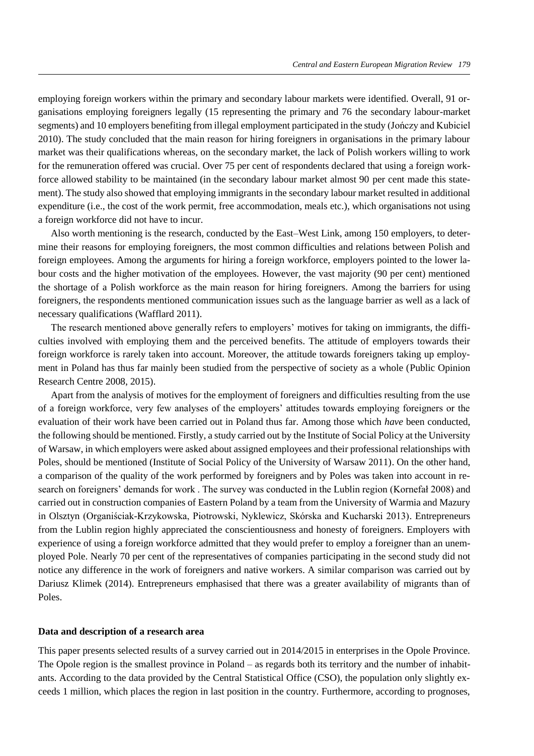employing foreign workers within the primary and secondary labour markets were identified. Overall, 91 organisations employing foreigners legally (15 representing the primary and 76 the secondary labour-market segments) and 10 employers benefiting from illegal employment participated in the study (Jończy and Kubiciel 2010). The study concluded that the main reason for hiring foreigners in organisations in the primary labour market was their qualifications whereas, on the secondary market, the lack of Polish workers willing to work for the remuneration offered was crucial. Over 75 per cent of respondents declared that using a foreign workforce allowed stability to be maintained (in the secondary labour market almost 90 per cent made this statement). The study also showed that employing immigrants in the secondary labour market resulted in additional expenditure (i.e., the cost of the work permit, free accommodation, meals etc.), which organisations not using a foreign workforce did not have to incur.

Also worth mentioning is the research, conducted by the East–West Link, among 150 employers, to determine their reasons for employing foreigners, the most common difficulties and relations between Polish and foreign employees. Among the arguments for hiring a foreign workforce, employers pointed to the lower labour costs and the higher motivation of the employees. However, the vast majority (90 per cent) mentioned the shortage of a Polish workforce as the main reason for hiring foreigners. Among the barriers for using foreigners, the respondents mentioned communication issues such as the language barrier as well as a lack of necessary qualifications (Wafflard 2011).

The research mentioned above generally refers to employers' motives for taking on immigrants, the difficulties involved with employing them and the perceived benefits. The attitude of employers towards their foreign workforce is rarely taken into account. Moreover, the attitude towards foreigners taking up employment in Poland has thus far mainly been studied from the perspective of society as a whole (Public Opinion Research Centre 2008, 2015).

Apart from the analysis of motives for the employment of foreigners and difficulties resulting from the use of a foreign workforce, very few analyses of the employers' attitudes towards employing foreigners or the evaluation of their work have been carried out in Poland thus far. Among those which *have* been conducted, the following should be mentioned. Firstly, a study carried out by the Institute of Social Policy at the University of Warsaw, in which employers were asked about assigned employees and their professional relationships with Poles, should be mentioned (Institute of Social Policy of the University of Warsaw 2011). On the other hand, a comparison of the quality of the work performed by foreigners and by Poles was taken into account in research on foreigners' demands for work . The survey was conducted in the Lublin region (Kornefał 2008) and carried out in construction companies of Eastern Poland by a team from the University of Warmia and Mazury in Olsztyn (Organiściak-Krzykowska, Piotrowski, Nyklewicz, Skórska and Kucharski 2013). Entrepreneurs from the Lublin region highly appreciated the conscientiousness and honesty of foreigners. Employers with experience of using a foreign workforce admitted that they would prefer to employ a foreigner than an unemployed Pole. Nearly 70 per cent of the representatives of companies participating in the second study did not notice any difference in the work of foreigners and native workers. A similar comparison was carried out by Dariusz Klimek (2014). Entrepreneurs emphasised that there was a greater availability of migrants than of Poles.

## Data and description of a research area

This paper presents selected results of a survey carried out in 2014/2015 in enterprises in the Opole Province. The Opole region is the smallest province in Poland – as regards both its territory and the number of inhabitants. According to the data provided by the Central Statistical Office (CSO), the population only slightly exceeds 1 million, which places the region in last position in the country. Furthermore, according to prognoses,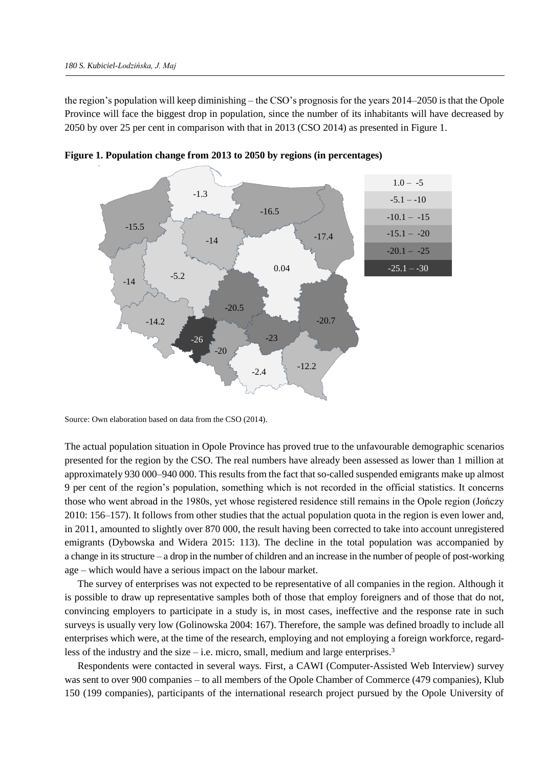the region's population will keep diminishing – the CSO's prognosis for the years 2014–2050 is that the Opole Province will face the biggest drop in population, since the number of its inhabitants will have decreased by 2050 by over 25 per cent in comparison with that in 2013 (CSO 2014) as presented in Figure 1.

**Figure 1. Population change from 2013 to 2050 by regions (in percentages)**

Source: Own elaboration based on data from the CSO (2014).

The actual population situation in Opole Province has proved true to the unfavourable demographic scenarios presented for the region by the CSO. The real numbers have already been assessed as lower than 1 million at approximately 930 000–940 000. This results from the fact that so-called suspended emigrants make up almost 9 per cent of the region's population, something which is not recorded in the official statistics. It concerns those who went abroad in the 1980s, yet whose registered residence still remains in the Opole region (Jończy 2010: 156–157). It follows from other studies that the actual population quota in the region is even lower and, in 2011, amounted to slightly over 870 000, the result having been corrected to take into account unregistered emigrants (Dybowska and Widera 2015: 113). The decline in the total population was accompanied by a change in its structure – a drop in the number of children and an increase in the number of people of post-working age – which would have a serious impact on the labour market.

The survey of enterprises was not expected to be representative of all companies in the region. Although it is possible to draw up representative samples both of those that employ foreigners and of those that do not, convincing employers to participate in a study is, in most cases, ineffective and the response rate in such surveys is usually very low (Golinowska 2004: 167). Therefore, the sample was defined broadly to include all enterprises which were, at the time of the research, employing and not employing a foreign workforce, regardless of the industry and the size – i.e. micro, small, medium and large enterprises.[3]

Respondents were contacted in several ways. First, a CAWI (Computer-Assisted Web Interview) survey was sent to over 900 companies – to all members of the Opole Chamber of Commerce (479 companies), Klub 150 (199 companies), participants of the international research project pursued by the Opole University of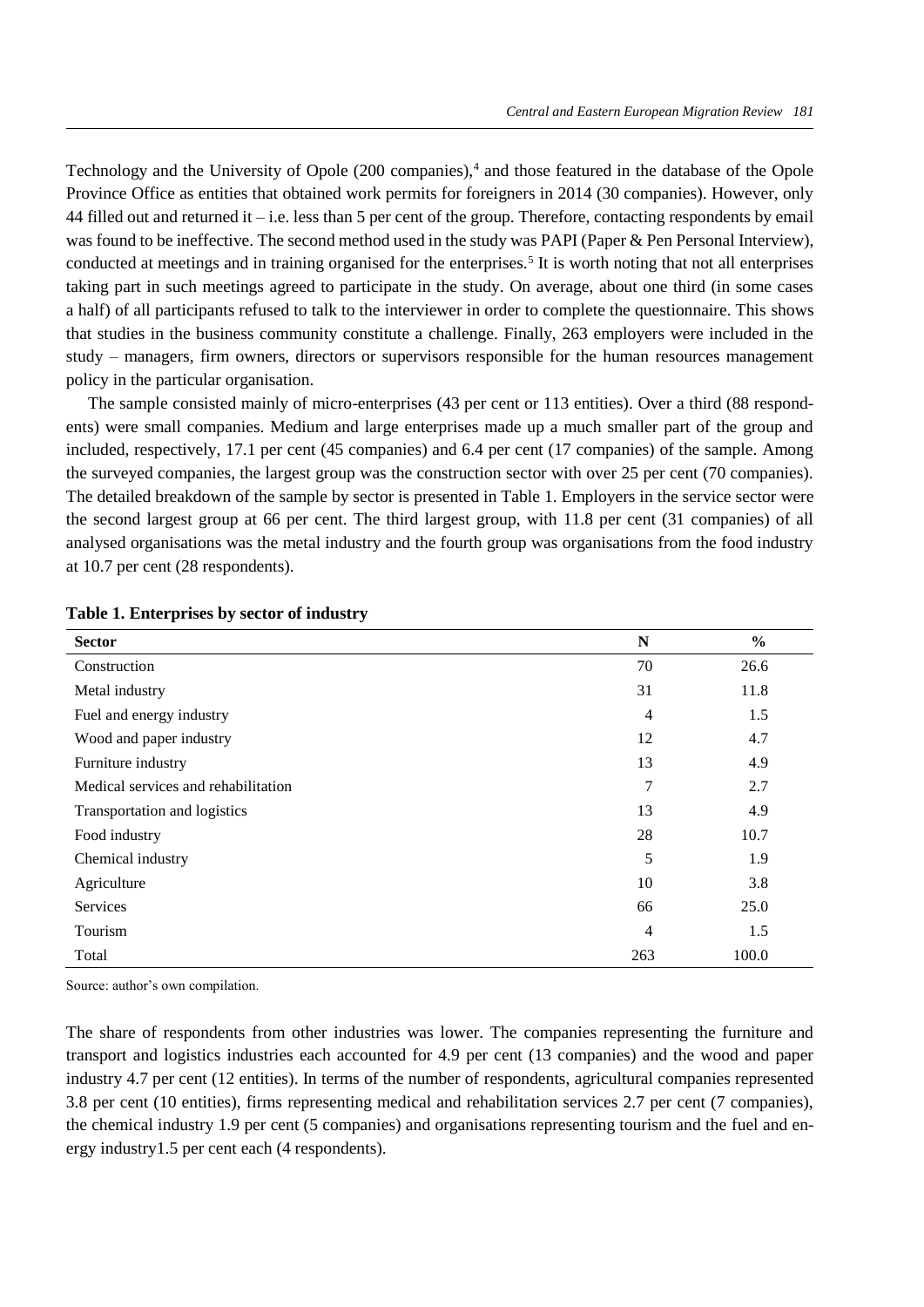Technology and the University of Opole (200 companies),[4] and those featured in the database of the Opole Province Office as entities that obtained work permits for foreigners in 2014 (30 companies). However, only 44 filled out and returned it – i.e. less than 5 per cent of the group. Therefore, contacting respondents by email was found to be ineffective. The second method used in the study was PAPI (Paper & Pen Personal Interview), conducted at meetings and in training organised for the enterprises.[5] It is worth noting that not all enterprises taking part in such meetings agreed to participate in the study. On average, about one third (in some cases a half) of all participants refused to talk to the interviewer in order to complete the questionnaire. This shows that studies in the business community constitute a challenge. Finally, 263 employers were included in the study – managers, firm owners, directors or supervisors responsible for the human resources management policy in the particular organisation.

The sample consisted mainly of micro-enterprises (43 per cent or 113 entities). Over a third (88 respondents) were small companies. Medium and large enterprises made up a much smaller part of the group and included, respectively, 17.1 per cent (45 companies) and 6.4 per cent (17 companies) of the sample. Among the surveyed companies, the largest group was the construction sector with over 25 per cent (70 companies). The detailed breakdown of the sample by sector is presented in Table 1. Employers in the service sector were the second largest group at 66 per cent. The third largest group, with 11.8 per cent (31 companies) of all analysed organisations was the metal industry and the fourth group was organisations from the food industry at 10.7 per cent (28 respondents).

**Table 1. Enterprises by sector of industry**

| Sector | N | % |
|---|---|---|
| Construction | 70 | 26.6 |
| Metal industry | 31 | 11.8 |
| Fuel and energy industry | 4 | 1.5 |
| Wood and paper industry | 12 | 4.7 |
| Furniture industry | 13 | 4.9 |
| Medical services and rehabilitation | 7 | 2.7 |
| Transportation and logistics | 13 | 4.9 |
| Food industry | 28 | 10.7 |
| Chemical industry | 5 | 1.9 |
| Agriculture | 10 | 3.8 |
| Services | 66 | 25.0 |
| Tourism | 4 | 1.5 |
| Total | 263 | 100.0 |

Source: author's own compilation.

The share of respondents from other industries was lower. The companies representing the furniture and transport and logistics industries each accounted for 4.9 per cent (13 companies) and the wood and paper industry 4.7 per cent (12 entities). In terms of the number of respondents, agricultural companies represented 3.8 per cent (10 entities), firms representing medical and rehabilitation services 2.7 per cent (7 companies), the chemical industry 1.9 per cent (5 companies) and organisations representing tourism and the fuel and energy industry1.5 per cent each (4 respondents).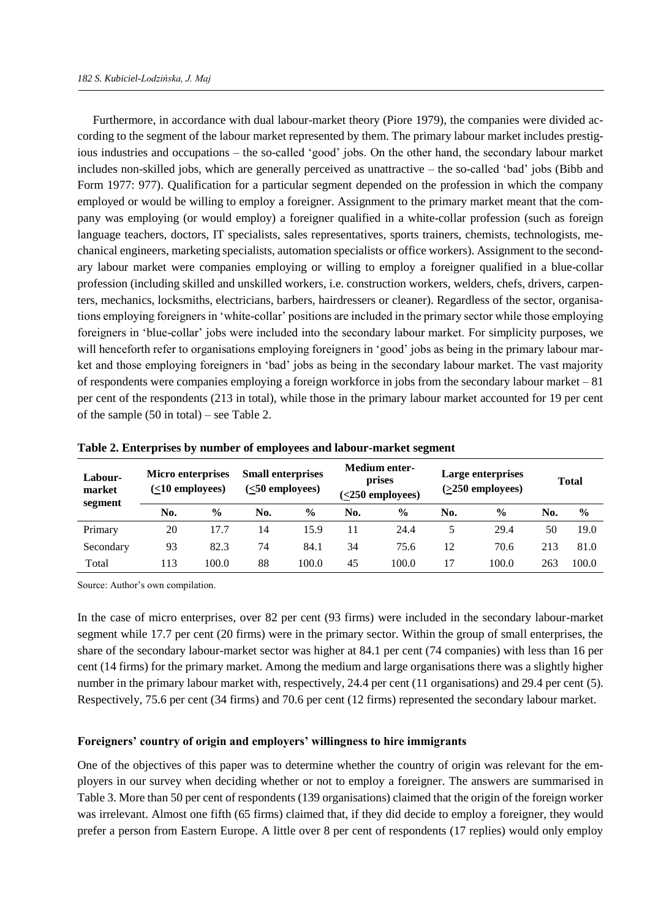Furthermore, in accordance with dual labour-market theory (Piore 1979), the companies were divided according to the segment of the labour market represented by them. The primary labour market includes prestigious industries and occupations – the so-called 'good' jobs. On the other hand, the secondary labour market includes non-skilled jobs, which are generally perceived as unattractive – the so-called 'bad' jobs (Bibb and Form 1977: 977). Qualification for a particular segment depended on the profession in which the company employed or would be willing to employ a foreigner. Assignment to the primary market meant that the company was employing (or would employ) a foreigner qualified in a white-collar profession (such as foreign language teachers, doctors, IT specialists, sales representatives, sports trainers, chemists, technologists, mechanical engineers, marketing specialists, automation specialists or office workers). Assignment to the secondary labour market were companies employing or willing to employ a foreigner qualified in a blue-collar profession (including skilled and unskilled workers, i.e. construction workers, welders, chefs, drivers, carpenters, mechanics, locksmiths, electricians, barbers, hairdressers or cleaner). Regardless of the sector, organisations employing foreigners in 'white-collar' positions are included in the primary sector while those employing foreigners in 'blue-collar' jobs were included into the secondary labour market. For simplicity purposes, we will henceforth refer to organisations employing foreigners in 'good' jobs as being in the primary labour market and those employing foreigners in 'bad' jobs as being in the secondary labour market. The vast majority of respondents were companies employing a foreign workforce in jobs from the secondary labour market – 81 per cent of the respondents (213 in total), while those in the primary labour market accounted for 19 per cent of the sample (50 in total) – see Table 2.

**Table 2. Enterprises by number of employees and labour-market segment**

| Labour-market segment | Micro enterprises (≤10 employees) | | Small enterprises (≤50 employees) | | Medium enterprises (≤250 employees) | | Large enterprises (≥250 employees) | | Total | |
|---|---|---|---|---|---|---|---|---|---|---|
| | No. | % | No. | % | No. | % | No. | % | No. | % |
| Primary | 20 | 17.7 | 14 | 15.9 | 11 | 24.4 | 5 | 29.4 | 50 | 19.0 |
| Secondary | 93 | 82.3 | 74 | 84.1 | 34 | 75.6 | 12 | 70.6 | 213 | 81.0 |
| Total | 113 | 100.0 | 88 | 100.0 | 45 | 100.0 | 17 | 100.0 | 263 | 100.0 |

Source: Author's own compilation.

In the case of micro enterprises, over 82 per cent (93 firms) were included in the secondary labour-market segment while 17.7 per cent (20 firms) were in the primary sector. Within the group of small enterprises, the share of the secondary labour-market sector was higher at 84.1 per cent (74 companies) with less than 16 per cent (14 firms) for the primary market. Among the medium and large organisations there was a slightly higher number in the primary labour market with, respectively, 24.4 per cent (11 organisations) and 29.4 per cent (5). Respectively, 75.6 per cent (34 firms) and 70.6 per cent (12 firms) represented the secondary labour market.

### Foreigners' country of origin and employers' willingness to hire immigrants

One of the objectives of this paper was to determine whether the country of origin was relevant for the employers in our survey when deciding whether or not to employ a foreigner. The answers are summarised in Table 3. More than 50 per cent of respondents (139 organisations) claimed that the origin of the foreign worker was irrelevant. Almost one fifth (65 firms) claimed that, if they did decide to employ a foreigner, they would prefer a person from Eastern Europe. A little over 8 per cent of respondents (17 replies) would only employ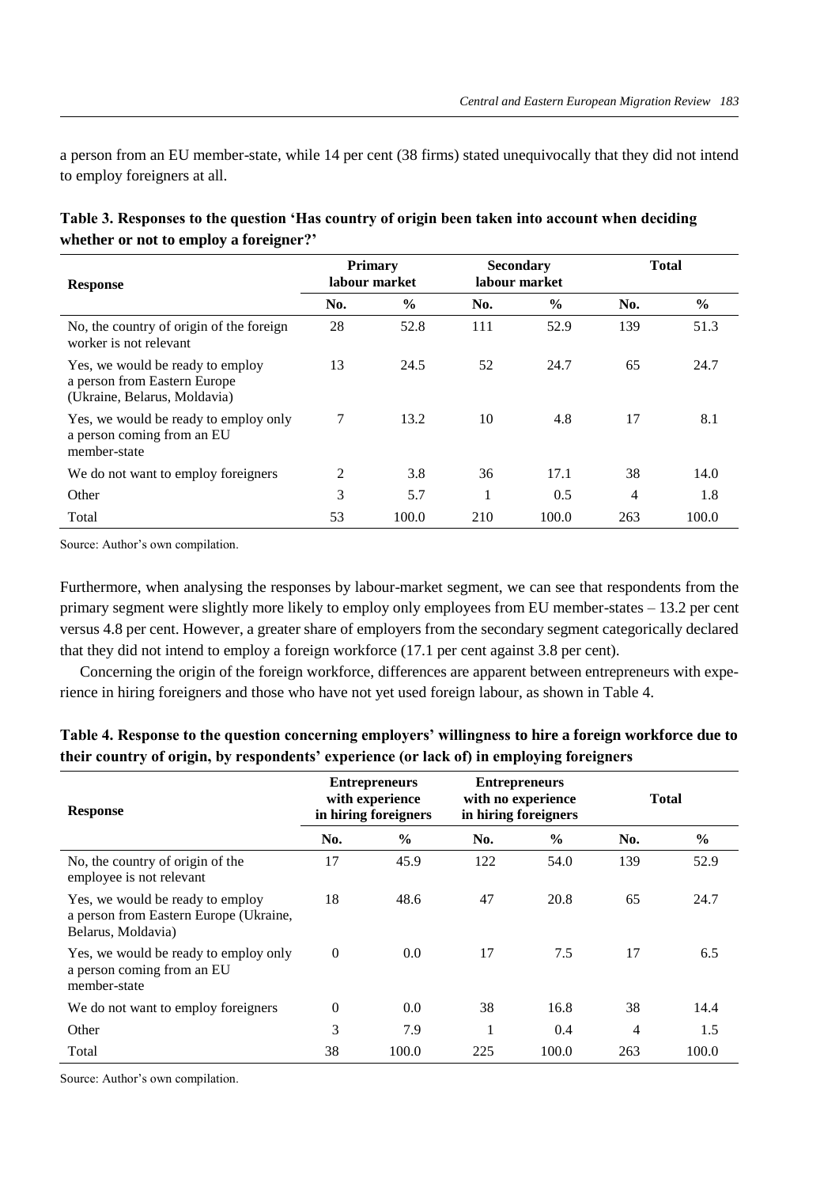a person from an EU member-state, while 14 per cent (38 firms) stated unequivocally that they did not intend to employ foreigners at all.

**Table 3. Responses to the question 'Has country of origin been taken into account when deciding whether or not to employ a foreigner?'**

| Response | Primary labour market | | Secondary labour market | | Total | |
|---|---|---|---|---|---|---|
| | No. | % | No. | % | No. | % |
| No, the country of origin of the foreign worker is not relevant | 28 | 52.8 | 111 | 52.9 | 139 | 51.3 |
| Yes, we would be ready to employ a person from Eastern Europe (Ukraine, Belarus, Moldavia) | 13 | 24.5 | 52 | 24.7 | 65 | 24.7 |
| Yes, we would be ready to employ only a person coming from an EU member-state | 7 | 13.2 | 10 | 4.8 | 17 | 8.1 |
| We do not want to employ foreigners | 2 | 3.8 | 36 | 17.1 | 38 | 14.0 |
| Other | 3 | 5.7 | 1 | 0.5 | 4 | 1.8 |
| Total | 53 | 100.0 | 210 | 100.0 | 263 | 100.0 |

Source: Author's own compilation.

Furthermore, when analysing the responses by labour-market segment, we can see that respondents from the primary segment were slightly more likely to employ only employees from EU member-states – 13.2 per cent versus 4.8 per cent. However, a greater share of employers from the secondary segment categorically declared that they did not intend to employ a foreign workforce (17.1 per cent against 3.8 per cent).

Concerning the origin of the foreign workforce, differences are apparent between entrepreneurs with experience in hiring foreigners and those who have not yet used foreign labour, as shown in Table 4.

**Table 4. Response to the question concerning employers' willingness to hire a foreign workforce due to their country of origin, by respondents' experience (or lack of) in employing foreigners**

| Response | Entrepreneurs with experience in hiring foreigners | | Entrepreneurs with no experience in hiring foreigners | | Total | |
|---|---|---|---|---|---|---|
| | No. | % | No. | % | No. | % |
| No, the country of origin of the employee is not relevant | 17 | 45.9 | 122 | 54.0 | 139 | 52.9 |
| Yes, we would be ready to employ a person from Eastern Europe (Ukraine, Belarus, Moldavia) | 18 | 48.6 | 47 | 20.8 | 65 | 24.7 |
| Yes, we would be ready to employ only a person coming from an EU member-state | 0 | 0.0 | 17 | 7.5 | 17 | 6.5 |
| We do not want to employ foreigners | 0 | 0.0 | 38 | 16.8 | 38 | 14.4 |
| Other | 3 | 7.9 | 1 | 0.4 | 4 | 1.5 |
| Total | 38 | 100.0 | 225 | 100.0 | 263 | 100.0 |

Source: Author's own compilation.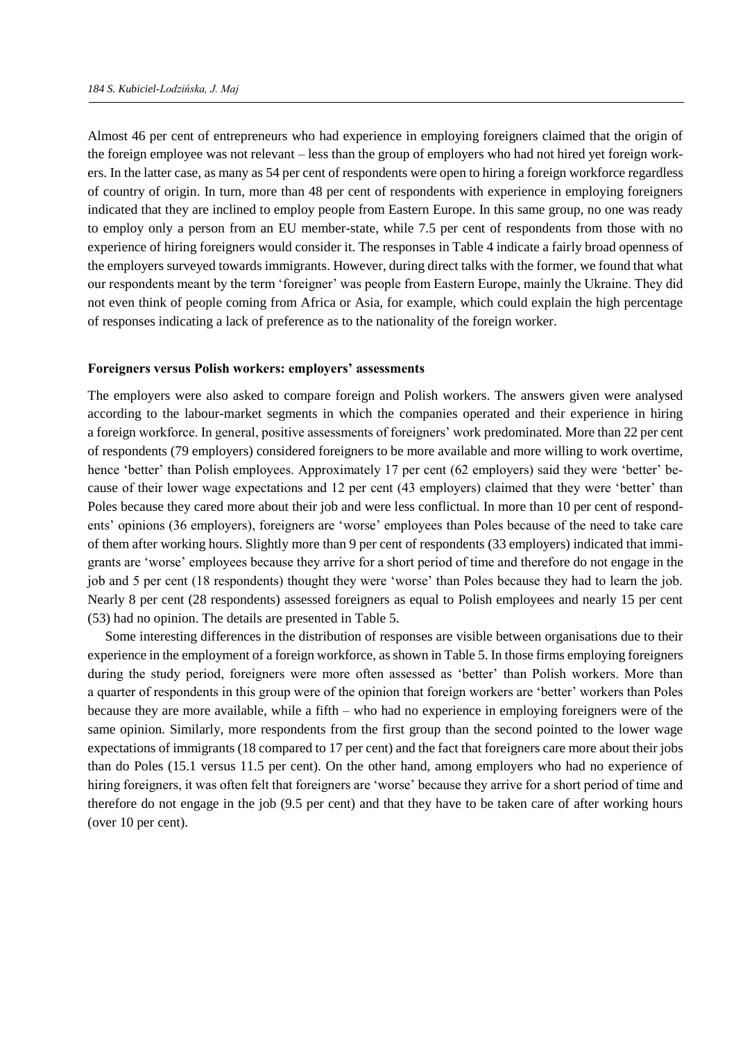Almost 46 per cent of entrepreneurs who had experience in employing foreigners claimed that the origin of the foreign employee was not relevant – less than the group of employers who had not hired yet foreign workers. In the latter case, as many as 54 per cent of respondents were open to hiring a foreign workforce regardless of country of origin. In turn, more than 48 per cent of respondents with experience in employing foreigners indicated that they are inclined to employ people from Eastern Europe. In this same group, no one was ready to employ only a person from an EU member-state, while 7.5 per cent of respondents from those with no experience of hiring foreigners would consider it. The responses in Table 4 indicate a fairly broad openness of the employers surveyed towards immigrants. However, during direct talks with the former, we found that what our respondents meant by the term 'foreigner' was people from Eastern Europe, mainly the Ukraine. They did not even think of people coming from Africa or Asia, for example, which could explain the high percentage of responses indicating a lack of preference as to the nationality of the foreign worker.

**Foreigners versus Polish workers: employers' assessments**

The employers were also asked to compare foreign and Polish workers. The answers given were analysed according to the labour-market segments in which the companies operated and their experience in hiring a foreign workforce. In general, positive assessments of foreigners' work predominated. More than 22 per cent of respondents (79 employers) considered foreigners to be more available and more willing to work overtime, hence 'better' than Polish employees. Approximately 17 per cent (62 employers) said they were 'better' because of their lower wage expectations and 12 per cent (43 employers) claimed that they were 'better' than Poles because they cared more about their job and were less conflictual. In more than 10 per cent of respondents' opinions (36 employers), foreigners are 'worse' employees than Poles because of the need to take care of them after working hours. Slightly more than 9 per cent of respondents (33 employers) indicated that immigrants are 'worse' employees because they arrive for a short period of time and therefore do not engage in the job and 5 per cent (18 respondents) thought they were 'worse' than Poles because they had to learn the job. Nearly 8 per cent (28 respondents) assessed foreigners as equal to Polish employees and nearly 15 per cent (53) had no opinion. The details are presented in Table 5.

Some interesting differences in the distribution of responses are visible between organisations due to their experience in the employment of a foreign workforce, as shown in Table 5. In those firms employing foreigners during the study period, foreigners were more often assessed as 'better' than Polish workers. More than a quarter of respondents in this group were of the opinion that foreign workers are 'better' workers than Poles because they are more available, while a fifth – who had no experience in employing foreigners were of the same opinion. Similarly, more respondents from the first group than the second pointed to the lower wage expectations of immigrants (18 compared to 17 per cent) and the fact that foreigners care more about their jobs than do Poles (15.1 versus 11.5 per cent). On the other hand, among employers who had no experience of hiring foreigners, it was often felt that foreigners are 'worse' because they arrive for a short period of time and therefore do not engage in the job (9.5 per cent) and that they have to be taken care of after working hours (over 10 per cent).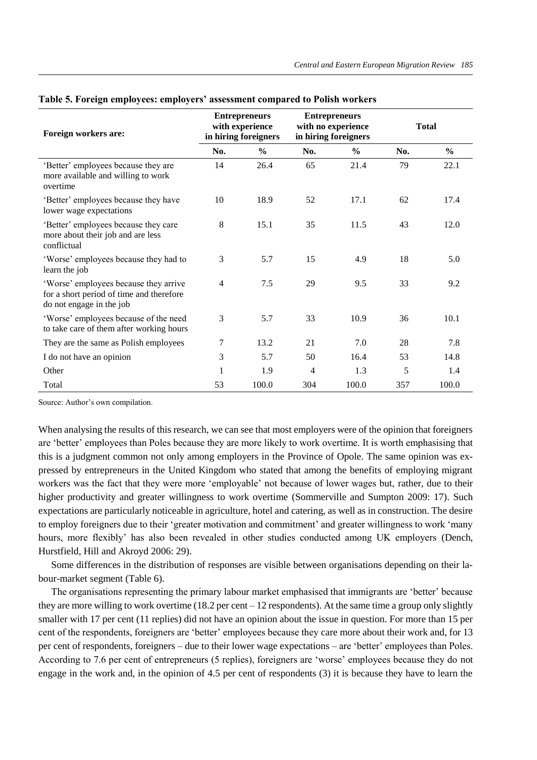**Table 5. Foreign employees: employers' assessment compared to Polish workers**

| Foreign workers are: | Entrepreneurs with experience in hiring foreigners | | Entrepreneurs with no experience in hiring foreigners | | Total | |
|---|---|---|---|---|---|---|
| | No. | % | No. | % | No. | % |
| 'Better' employees because they are more available and willing to work overtime | 14 | 26.4 | 65 | 21.4 | 79 | 22.1 |
| 'Better' employees because they have lower wage expectations | 10 | 18.9 | 52 | 17.1 | 62 | 17.4 |
| 'Better' employees because they care more about their job and are less conflictual | 8 | 15.1 | 35 | 11.5 | 43 | 12.0 |
| 'Worse' employees because they had to learn the job | 3 | 5.7 | 15 | 4.9 | 18 | 5.0 |
| 'Worse' employees because they arrive for a short period of time and therefore do not engage in the job | 4 | 7.5 | 29 | 9.5 | 33 | 9.2 |
| 'Worse' employees because of the need to take care of them after working hours | 3 | 5.7 | 33 | 10.9 | 36 | 10.1 |
| They are the same as Polish employees | 7 | 13.2 | 21 | 7.0 | 28 | 7.8 |
| I do not have an opinion | 3 | 5.7 | 50 | 16.4 | 53 | 14.8 |
| Other | 1 | 1.9 | 4 | 1.3 | 5 | 1.4 |
| Total | 53 | 100.0 | 304 | 100.0 | 357 | 100.0 |

Source: Author's own compilation.

When analysing the results of this research, we can see that most employers were of the opinion that foreigners are 'better' employees than Poles because they are more likely to work overtime. It is worth emphasising that this is a judgment common not only among employers in the Province of Opole. The same opinion was expressed by entrepreneurs in the United Kingdom who stated that among the benefits of employing migrant workers was the fact that they were more 'employable' not because of lower wages but, rather, due to their higher productivity and greater willingness to work overtime (Sommerville and Sumpton 2009: 17). Such expectations are particularly noticeable in agriculture, hotel and catering, as well as in construction. The desire to employ foreigners due to their 'greater motivation and commitment' and greater willingness to work 'many hours, more flexibly' has also been revealed in other studies conducted among UK employers (Dench, Hurstfield, Hill and Akroyd 2006: 29).

Some differences in the distribution of responses are visible between organisations depending on their labour-market segment (Table 6).

The organisations representing the primary labour market emphasised that immigrants are 'better' because they are more willing to work overtime (18.2 per cent – 12 respondents). At the same time a group only slightly smaller with 17 per cent (11 replies) did not have an opinion about the issue in question. For more than 15 per cent of the respondents, foreigners are 'better' employees because they care more about their work and, for 13 per cent of respondents, foreigners – due to their lower wage expectations – are 'better' employees than Poles. According to 7.6 per cent of entrepreneurs (5 replies), foreigners are 'worse' employees because they do not engage in the work and, in the opinion of 4.5 per cent of respondents (3) it is because they have to learn the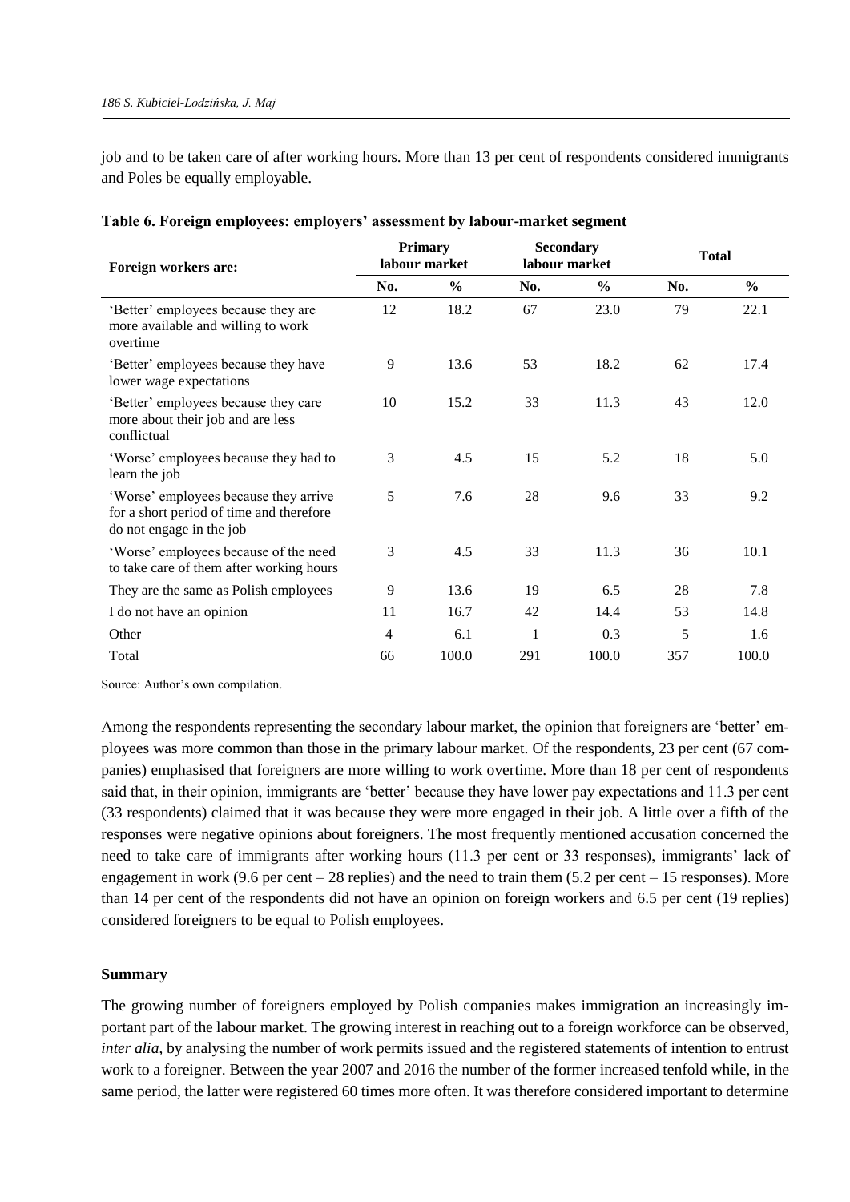job and to be taken care of after working hours. More than 13 per cent of respondents considered immigrants and Poles be equally employable.

**Table 6. Foreign employees: employers' assessment by labour-market segment**

| Foreign workers are: | Primary labour market | | Secondary labour market | | Total | |
|---|---|---|---|---|---|---|
| | No. | % | No. | % | No. | % |
| 'Better' employees because they are more available and willing to work overtime | 12 | 18.2 | 67 | 23.0 | 79 | 22.1 |
| 'Better' employees because they have lower wage expectations | 9 | 13.6 | 53 | 18.2 | 62 | 17.4 |
| 'Better' employees because they care more about their job and are less conflictual | 10 | 15.2 | 33 | 11.3 | 43 | 12.0 |
| 'Worse' employees because they had to learn the job | 3 | 4.5 | 15 | 5.2 | 18 | 5.0 |
| 'Worse' employees because they arrive for a short period of time and therefore do not engage in the job | 5 | 7.6 | 28 | 9.6 | 33 | 9.2 |
| 'Worse' employees because of the need to take care of them after working hours | 3 | 4.5 | 33 | 11.3 | 36 | 10.1 |
| They are the same as Polish employees | 9 | 13.6 | 19 | 6.5 | 28 | 7.8 |
| I do not have an opinion | 11 | 16.7 | 42 | 14.4 | 53 | 14.8 |
| Other | 4 | 6.1 | 1 | 0.3 | 5 | 1.6 |
| Total | 66 | 100.0 | 291 | 100.0 | 357 | 100.0 |

Source: Author's own compilation.

Among the respondents representing the secondary labour market, the opinion that foreigners are 'better' employees was more common than those in the primary labour market. Of the respondents, 23 per cent (67 companies) emphasised that foreigners are more willing to work overtime. More than 18 per cent of respondents said that, in their opinion, immigrants are 'better' because they have lower pay expectations and 11.3 per cent (33 respondents) claimed that it was because they were more engaged in their job. A little over a fifth of the responses were negative opinions about foreigners. The most frequently mentioned accusation concerned the need to take care of immigrants after working hours (11.3 per cent or 33 responses), immigrants' lack of engagement in work (9.6 per cent – 28 replies) and the need to train them (5.2 per cent – 15 responses). More than 14 per cent of the respondents did not have an opinion on foreign workers and 6.5 per cent (19 replies) considered foreigners to be equal to Polish employees.

## Summary

The growing number of foreigners employed by Polish companies makes immigration an increasingly important part of the labour market. The growing interest in reaching out to a foreign workforce can be observed, *inter alia*, by analysing the number of work permits issued and the registered statements of intention to entrust work to a foreigner. Between the year 2007 and 2016 the number of the former increased tenfold while, in the same period, the latter were registered 60 times more often. It was therefore considered important to determine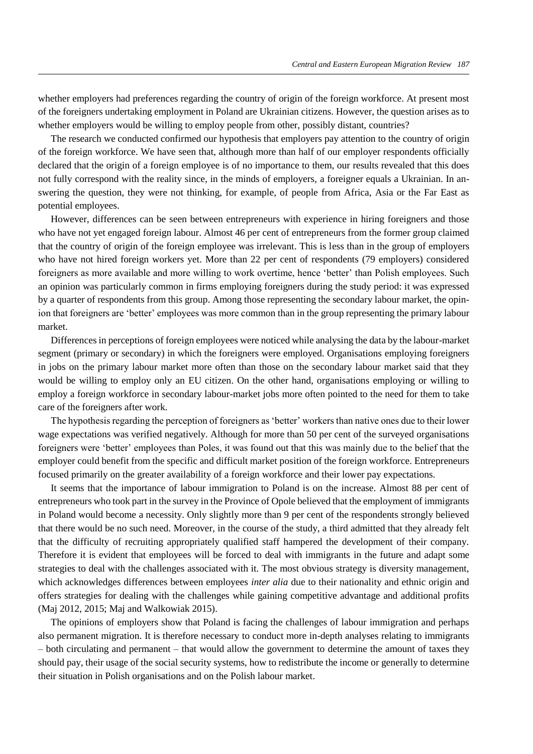whether employers had preferences regarding the country of origin of the foreign workforce. At present most of the foreigners undertaking employment in Poland are Ukrainian citizens. However, the question arises as to whether employers would be willing to employ people from other, possibly distant, countries?

The research we conducted confirmed our hypothesis that employers pay attention to the country of origin of the foreign workforce. We have seen that, although more than half of our employer respondents officially declared that the origin of a foreign employee is of no importance to them, our results revealed that this does not fully correspond with the reality since, in the minds of employers, a foreigner equals a Ukrainian. In answering the question, they were not thinking, for example, of people from Africa, Asia or the Far East as potential employees.

However, differences can be seen between entrepreneurs with experience in hiring foreigners and those who have not yet engaged foreign labour. Almost 46 per cent of entrepreneurs from the former group claimed that the country of origin of the foreign employee was irrelevant. This is less than in the group of employers who have not hired foreign workers yet. More than 22 per cent of respondents (79 employers) considered foreigners as more available and more willing to work overtime, hence 'better' than Polish employees. Such an opinion was particularly common in firms employing foreigners during the study period: it was expressed by a quarter of respondents from this group. Among those representing the secondary labour market, the opinion that foreigners are 'better' employees was more common than in the group representing the primary labour market.

Differences in perceptions of foreign employees were noticed while analysing the data by the labour-market segment (primary or secondary) in which the foreigners were employed. Organisations employing foreigners in jobs on the primary labour market more often than those on the secondary labour market said that they would be willing to employ only an EU citizen. On the other hand, organisations employing or willing to employ a foreign workforce in secondary labour-market jobs more often pointed to the need for them to take care of the foreigners after work.

The hypothesis regarding the perception of foreigners as 'better' workers than native ones due to their lower wage expectations was verified negatively. Although for more than 50 per cent of the surveyed organisations foreigners were 'better' employees than Poles, it was found out that this was mainly due to the belief that the employer could benefit from the specific and difficult market position of the foreign workforce. Entrepreneurs focused primarily on the greater availability of a foreign workforce and their lower pay expectations.

It seems that the importance of labour immigration to Poland is on the increase. Almost 88 per cent of entrepreneurs who took part in the survey in the Province of Opole believed that the employment of immigrants in Poland would become a necessity. Only slightly more than 9 per cent of the respondents strongly believed that there would be no such need. Moreover, in the course of the study, a third admitted that they already felt that the difficulty of recruiting appropriately qualified staff hampered the development of their company. Therefore it is evident that employees will be forced to deal with immigrants in the future and adapt some strategies to deal with the challenges associated with it. The most obvious strategy is diversity management, which acknowledges differences between employees *inter alia* due to their nationality and ethnic origin and offers strategies for dealing with the challenges while gaining competitive advantage and additional profits (Maj 2012, 2015; Maj and Walkowiak 2015).

The opinions of employers show that Poland is facing the challenges of labour immigration and perhaps also permanent migration. It is therefore necessary to conduct more in-depth analyses relating to immigrants – both circulating and permanent – that would allow the government to determine the amount of taxes they should pay, their usage of the social security systems, how to redistribute the income or generally to determine their situation in Polish organisations and on the Polish labour market.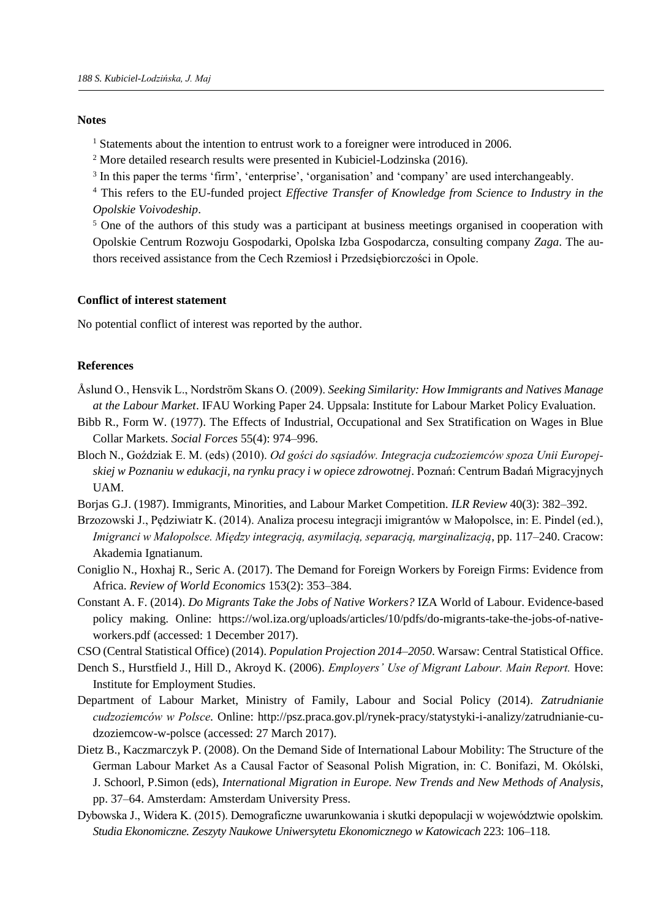## Notes

[1] Statements about the intention to entrust work to a foreigner were introduced in 2006.

[2] More detailed research results were presented in Kubiciel-Lodzinska (2016).

[3] In this paper the terms 'firm', 'enterprise', 'organisation' and 'company' are used interchangeably.

[4] This refers to the EU-funded project *Effective Transfer of Knowledge from Science to Industry in the Opolskie Voivodeship*.

[5] One of the authors of this study was a participant at business meetings organised in cooperation with Opolskie Centrum Rozwoju Gospodarki, Opolska Izba Gospodarcza, consulting company *Zaga*. The authors received assistance from the Cech Rzemiosł i Przedsiębiorczości in Opole.

## Conflict of interest statement

No potential conflict of interest was reported by the author.

## References

Åslund O., Hensvik L., Nordström Skans O. (2009). *Seeking Similarity: How Immigrants and Natives Manage at the Labour Market*. IFAU Working Paper 24. Uppsala: Institute for Labour Market Policy Evaluation.

Bibb R., Form W. (1977). The Effects of Industrial, Occupational and Sex Stratification on Wages in Blue Collar Markets. *Social Forces* 55(4): 974–996.

Bloch N., Goździak E. M. (eds) (2010). *Od gości do sąsiadów. Integracja cudzoziemców spoza Unii Europejskiej w Poznaniu w edukacji, na rynku pracy i w opiece zdrowotnej*. Poznań: Centrum Badań Migracyjnych UAM.

Borjas G.J. (1987). Immigrants, Minorities, and Labour Market Competition. *ILR Review* 40(3): 382–392.

Brzozowski J., Pędziwiatr K. (2014). Analiza procesu integracji imigrantów w Małopolsce, in: E. Pindel (ed.), *Imigranci w Małopolsce. Między integracją, asymilacją, separacją, marginalizacją*, pp. 117–240. Cracow: Akademia Ignatianum.

Coniglio N., Hoxhaj R., Seric A. (2017). The Demand for Foreign Workers by Foreign Firms: Evidence from Africa. *Review of World Economics* 153(2): 353–384.

Constant A. F. (2014). *Do Migrants Take the Jobs of Native Workers?* IZA World of Labour. Evidence-based policy making. Online: https://wol.iza.org/uploads/articles/10/pdfs/do-migrants-take-the-jobs-of-native-workers.pdf (accessed: 1 December 2017).

CSO (Central Statistical Office) (2014). *Population Projection 2014–2050*. Warsaw: Central Statistical Office.

Dench S., Hurstfield J., Hill D., Akroyd K. (2006). *Employers' Use of Migrant Labour. Main Report.* Hove: Institute for Employment Studies.

Department of Labour Market, Ministry of Family, Labour and Social Policy (2014). *Zatrudnianie cudzoziemców w Polsce*. Online: http://psz.praca.gov.pl/rynek-pracy/statystyki-i-analizy/zatrudnianie-cudzoziemcow-w-polsce (accessed: 27 March 2017).

Dietz B., Kaczmarczyk P. (2008). On the Demand Side of International Labour Mobility: The Structure of the German Labour Market As a Causal Factor of Seasonal Polish Migration, in: C. Bonifazi, M. Okólski, J. Schoorl, P.Simon (eds), *International Migration in Europe. New Trends and New Methods of Analysis*, pp. 37–64. Amsterdam: Amsterdam University Press.

Dybowska J., Widera K. (2015). Demograficzne uwarunkowania i skutki depopulacji w województwie opolskim. *Studia Ekonomiczne. Zeszyty Naukowe Uniwersytetu Ekonomicznego w Katowicach* 223: 106–118.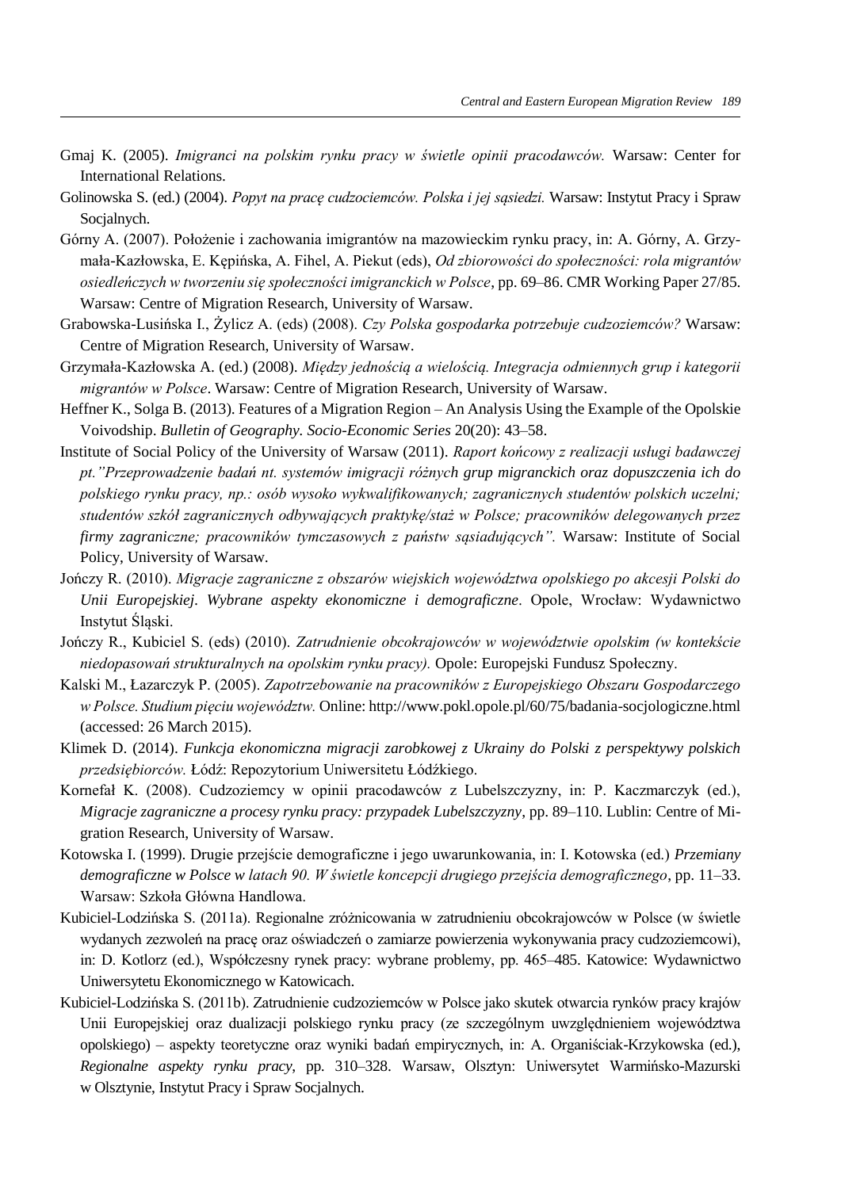Gmaj K. (2005). *Imigranci na polskim rynku pracy w świetle opinii pracodawców.* Warsaw: Center for International Relations.

Golinowska S. (ed.) (2004). *Popyt na pracę cudzociemców. Polska i jej sąsiedzi.* Warsaw: Instytut Pracy i Spraw Socjalnych.

Górny A. (2007). Położenie i zachowania imigrantów na mazowieckim rynku pracy, in: A. Górny, A. Grzymała-Kazłowska, E. Kępińska, A. Fihel, A. Piekut (eds), *Od zbiorowości do społeczności: rola migrantów osiedleńczych w tworzeniu się społeczności imigranckich w Polsce*, pp. 69–86. CMR Working Paper 27/85. Warsaw: Centre of Migration Research, University of Warsaw.

Grabowska-Lusińska I., Żylicz A. (eds) (2008). *Czy Polska gospodarka potrzebuje cudzoziemców?* Warsaw: Centre of Migration Research, University of Warsaw.

Grzymała-Kazłowska A. (ed.) (2008). *Między jednością a wielością. Integracja odmiennych grup i kategorii migrantów w Polsce*. Warsaw: Centre of Migration Research, University of Warsaw.

Heffner K., Solga B. (2013). Features of a Migration Region – An Analysis Using the Example of the Opolskie Voivodship. *Bulletin of Geography. Socio-Economic Series* 20(20): 43–58.

Institute of Social Policy of the University of Warsaw (2011). *Raport końcowy z realizacji usługi badawczej pt."Przeprowadzenie badań nt. systemów imigracji różnych grup migranckich oraz dopuszczenia ich do polskiego rynku pracy, np.: osób wysoko wykwalifikowanych; zagranicznych studentów polskich uczelni; studentów szkół zagranicznych odbywających praktykę/staż w Polsce; pracowników delegowanych przez firmy zagraniczne; pracowników tymczasowych z państw sąsiadujących".* Warsaw: Institute of Social Policy, University of Warsaw.

Jończy R. (2010). *Migracje zagraniczne z obszarów wiejskich województwa opolskiego po akcesji Polski do Unii Europejskiej. Wybrane aspekty ekonomiczne i demograficzne*. Opole, Wrocław: Wydawnictwo Instytut Śląski.

Jończy R., Kubiciel S. (eds) (2010). *Zatrudnienie obcokrajowców w województwie opolskim (w kontekście niedopasowań strukturalnych na opolskim rynku pracy).* Opole: Europejski Fundusz Społeczny.

Kalski M., Łazarczyk P. (2005). *Zapotrzebowanie na pracowników z Europejskiego Obszaru Gospodarczego w Polsce. Studium pięciu województw.* Online: http://www.pokl.opole.pl/60/75/badania-socjologiczne.html (accessed: 26 March 2015).

Klimek D. (2014). *Funkcja ekonomiczna migracji zarobkowej z Ukrainy do Polski z perspektywy polskich przedsiębiorców.* Łódź: Repozytorium Uniwersitetu Łódźkiego.

Kornefał K. (2008). Cudzoziemcy w opinii pracodawców z Lubelszczyzny, in: P. Kaczmarczyk (ed.), *Migracje zagraniczne a procesy rynku pracy: przypadek Lubelszczyzny*, pp. 89–110. Lublin: Centre of Migration Research, University of Warsaw.

Kotowska I. (1999). Drugie przejście demograficzne i jego uwarunkowania, in: I. Kotowska (ed.) *Przemiany demograficzne w Polsce w latach 90. W świetle koncepcji drugiego przejścia demograficznego*, pp. 11–33. Warsaw: Szkoła Główna Handlowa.

Kubiciel-Lodzińska S. (2011a). Regionalne zróżnicowania w zatrudnieniu obcokrajowców w Polsce (w świetle wydanych zezwoleń na pracę oraz oświadczeń o zamiarze powierzenia wykonywania pracy cudzoziemcowi), in: D. Kotlorz (ed.), Współczesny rynek pracy: wybrane problemy, pp. 465–485. Katowice: Wydawnictwo Uniwersytetu Ekonomicznego w Katowicach.

Kubiciel-Lodzińska S. (2011b). Zatrudnienie cudzoziemców w Polsce jako skutek otwarcia rynków pracy krajów Unii Europejskiej oraz dualizacji polskiego rynku pracy (ze szczególnym uwzględnieniem województwa opolskiego) – aspekty teoretyczne oraz wyniki badań empirycznych, in: A. Organiściak-Krzykowska (ed.), *Regionalne aspekty rynku pracy*, pp. 310–328. Warsaw, Olsztyn: Uniwersytet Warmińsko-Mazurski w Olsztynie, Instytut Pracy i Spraw Socjalnych.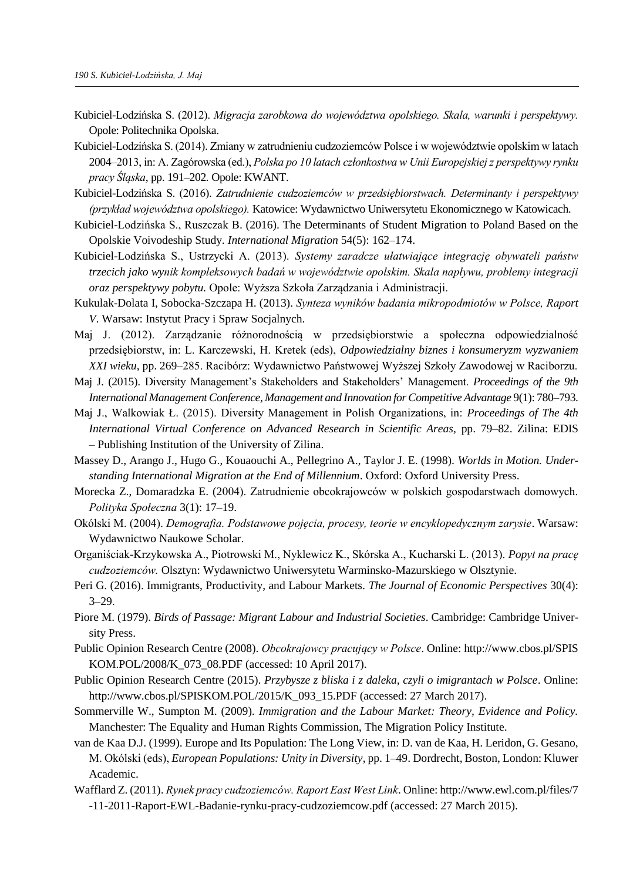Kubiciel-Lodzińska S. (2012). *Migracja zarobkowa do województwa opolskiego. Skala, warunki i perspektywy.* Opole: Politechnika Opolska.

Kubiciel-Lodzińska S. (2014). Zmiany w zatrudnieniu cudzoziemców Polsce i w województwie opolskim w latach 2004–2013, in: A. Zagórowska (ed.), *Polska po 10 latach członkostwa w Unii Europejskiej z perspektywy rynku pracy Śląska*, pp. 191–202. Opole: KWANT.

Kubiciel-Lodzińska S. (2016). *Zatrudnienie cudzoziemców w przedsiębiorstwach. Determinanty i perspektywy (przykład województwa opolskiego).* Katowice: Wydawnictwo Uniwersytetu Ekonomicznego w Katowicach.

Kubiciel-Lodzińska S., Ruszczak B. (2016). The Determinants of Student Migration to Poland Based on the Opolskie Voivodeship Study. *International Migration* 54(5): 162–174.

Kubiciel-Lodzińska S., Ustrzycki A. (2013). *Systemy zaradcze ułatwiające integrację obywateli państw trzecich jako wynik kompleksowych badań w województwie opolskim. Skala napływu, problemy integracji oraz perspektywy pobytu.* Opole: Wyższa Szkoła Zarządzania i Administracji.

Kukulak-Dolata I, Sobocka-Szczapa H. (2013). *Synteza wyników badania mikropodmiotów w Polsce, Raport V*. Warsaw: Instytut Pracy i Spraw Socjalnych.

Maj J. (2012). Zarządzanie różnorodnością w przedsiębiorstwie a społeczna odpowiedzialność przedsiębiorstw, in: L. Karczewski, H. Kretek (eds), *Odpowiedzialny biznes i konsumeryzm wyzwaniem XXI wieku*, pp. 269–285. Racibórz: Wydawnictwo Państwowej Wyższej Szkoły Zawodowej w Raciborzu.

Maj J. (2015). Diversity Management's Stakeholders and Stakeholders' Management. *Proceedings of the 9th International Management Conference, Management and Innovation for Competitive Advantage* 9(1): 780–793.

Maj J., Walkowiak Ł. (2015). Diversity Management in Polish Organizations, in: *Proceedings of The 4th International Virtual Conference on Advanced Research in Scientific Areas,* pp. 79–82. Zilina: EDIS – Publishing Institution of the University of Zilina.

Massey D., Arango J., Hugo G., Kouaouchi A., Pellegrino A., Taylor J. E. (1998). *Worlds in Motion. Understanding International Migration at the End of Millennium*. Oxford: Oxford University Press.

Morecka Z., Domaradzka E. (2004). Zatrudnienie obcokrajowców w polskich gospodarstwach domowych. *Polityka Społeczna* 3(1): 17–19.

Okólski M. (2004). *Demografia. Podstawowe pojęcia, procesy, teorie w encyklopedycznym zarysie*. Warsaw: Wydawnictwo Naukowe Scholar.

Organiściak-Krzykowska A., Piotrowski M., Nyklewicz K., Skórska A., Kucharski L. (2013). *Popyt na pracę cudzoziemców.* Olsztyn: Wydawnictwo Uniwersytetu Warminsko-Mazurskiego w Olsztynie.

Peri G. (2016). Immigrants, Productivity, and Labour Markets. *The Journal of Economic Perspectives* 30(4): 3–29.

Piore M. (1979). *Birds of Passage: Migrant Labour and Industrial Societies*. Cambridge: Cambridge University Press.

Public Opinion Research Centre (2008). *Obcokrajowcy pracujący w Polsce*. Online: http://www.cbos.pl/SPISKOM.POL/2008/K_073_08.PDF (accessed: 10 April 2017).

Public Opinion Research Centre (2015). *Przybysze z bliska i z daleka, czyli o imigrantach w Polsce*. Online: http://www.cbos.pl/SPISKOM.POL/2015/K_093_15.PDF (accessed: 27 March 2017).

Sommerville W., Sumpton M. (2009). *Immigration and the Labour Market: Theory, Evidence and Policy.* Manchester: The Equality and Human Rights Commission, The Migration Policy Institute.

van de Kaa D.J. (1999). Europe and Its Population: The Long View, in: D. van de Kaa, H. Leridon, G. Gesano, M. Okólski (eds), *European Populations: Unity in Diversity*, pp. 1–49. Dordrecht, Boston, London: Kluwer Academic.

Wafflard Z. (2011). *Rynek pracy cudzoziemców. Raport East West Link*. Online: http://www.ewl.com.pl/files/7-11-2011-Raport-EWL-Badanie-rynku-pracy-cudzoziemcow.pdf (accessed: 27 March 2015).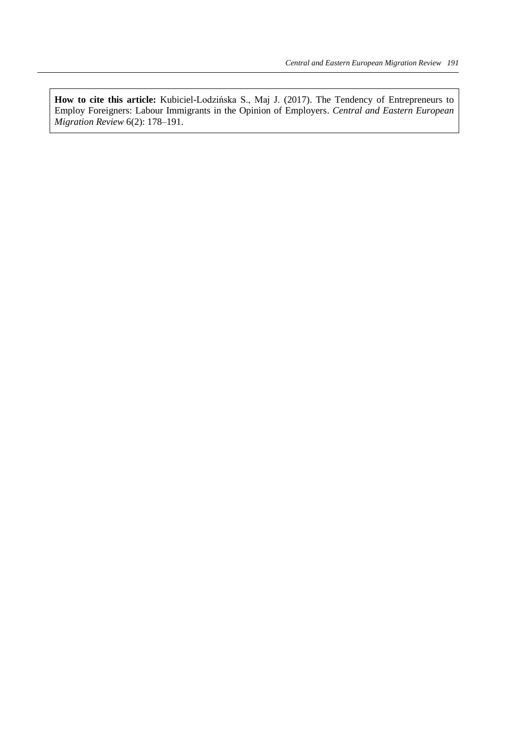**How to cite this article:** Kubiciel-Lodzińska S., Maj J. (2017). The Tendency of Entrepreneurs to Employ Foreigners: Labour Immigrants in the Opinion of Employers. *Central and Eastern European Migration Review* 6(2): 178–191.